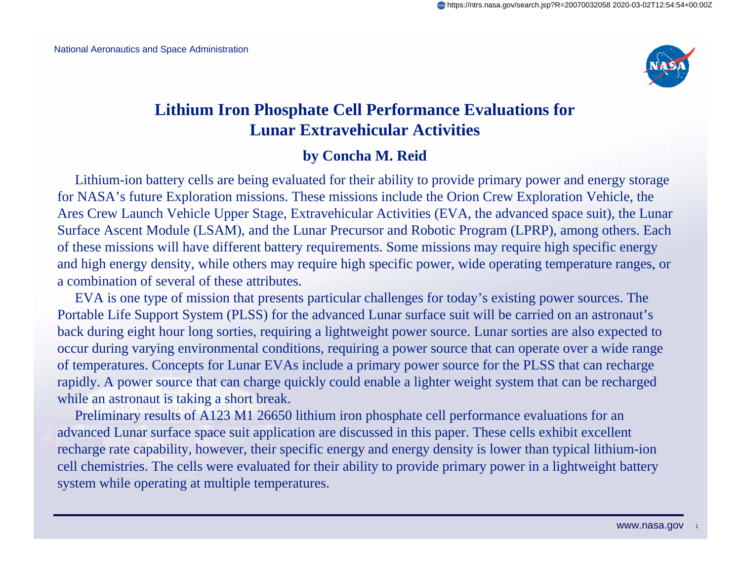# Lithium Iron Phosphate Cell Performance Evaluations for Lunar Extravehicular Activities

## by Concha M. Reid

Lithium-ion battery cells are being evaluated for their ability to provide primary power and energy storage for NASA's future Exploration missions. These missions include the Orion Crew Exploration Vehicle, the Ares Crew Launch Vehicle Upper Stage, Extravehicular Activities (EVA, the advanced space suit), the Lunar Surface Ascent Module (LSAM), and the Lunar Precursor and Robotic Program (LPRP), among others. Each of these missions will have different battery requirements. Some missions may require high specific energy and high energy density, while others may require high specific power, wide operating temperature ranges, or a combination of several of these attributes.

EVA is one type of mission that presents particular challenges for today's existing power sources. The Portable Life Support System (PLSS) for the advanced Lunar surface suit will be carried on an astronaut's back during eight hour long sorties, requiring a lightweight power source. Lunar sorties are also expected to occur during varying environmental conditions, requiring a power source that can operate over a wide range of temperatures. Concepts for Lunar EVAs include a primary power source for the PLSS that can recharge rapidly. A power source that can charge quickly could enable a lighter weight system that can be recharged while an astronaut is taking a short break.

Preliminary results of A123 M1 26650 lithium iron phosphate cell performance evaluations for an advanced Lunar surface space suit application are discussed in this paper. These cells exhibit excellent recharge rate capability, however, their specific energy and energy density is lower than typical lithium-ion cell chemistries. The cells were evaluated for their ability to provide primary power in a lightweight battery system while operating at multiple temperatures.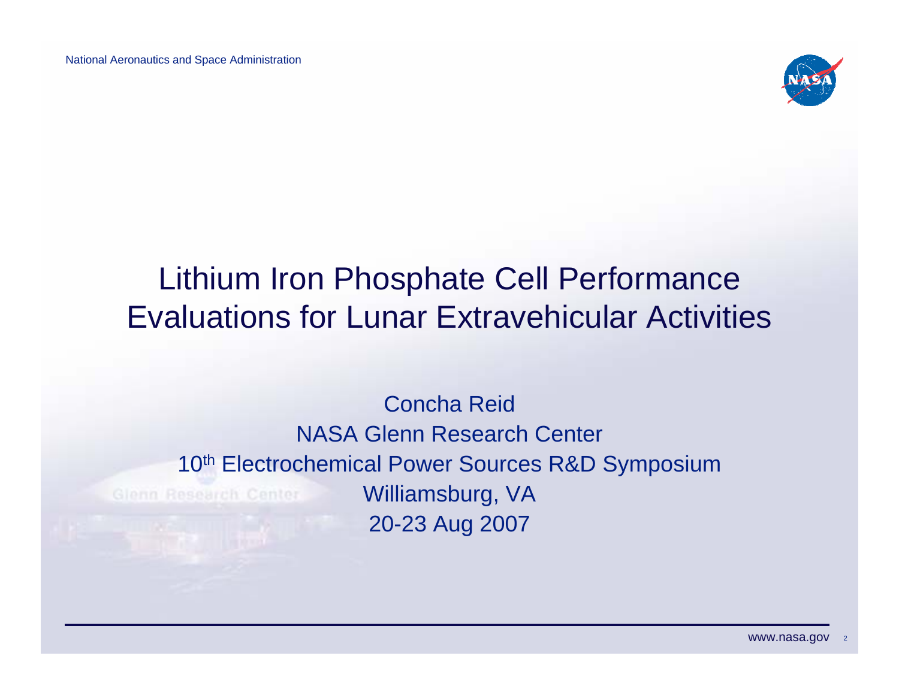# Lithium Iron Phosphate Cell Performance Evaluations for Lunar Extravehicular Activities

Concha Reid

NASA Glenn Research Center

10th Electrochemical Power Sources R&D Symposium

Williamsburg, VA

20-23 Aug 2007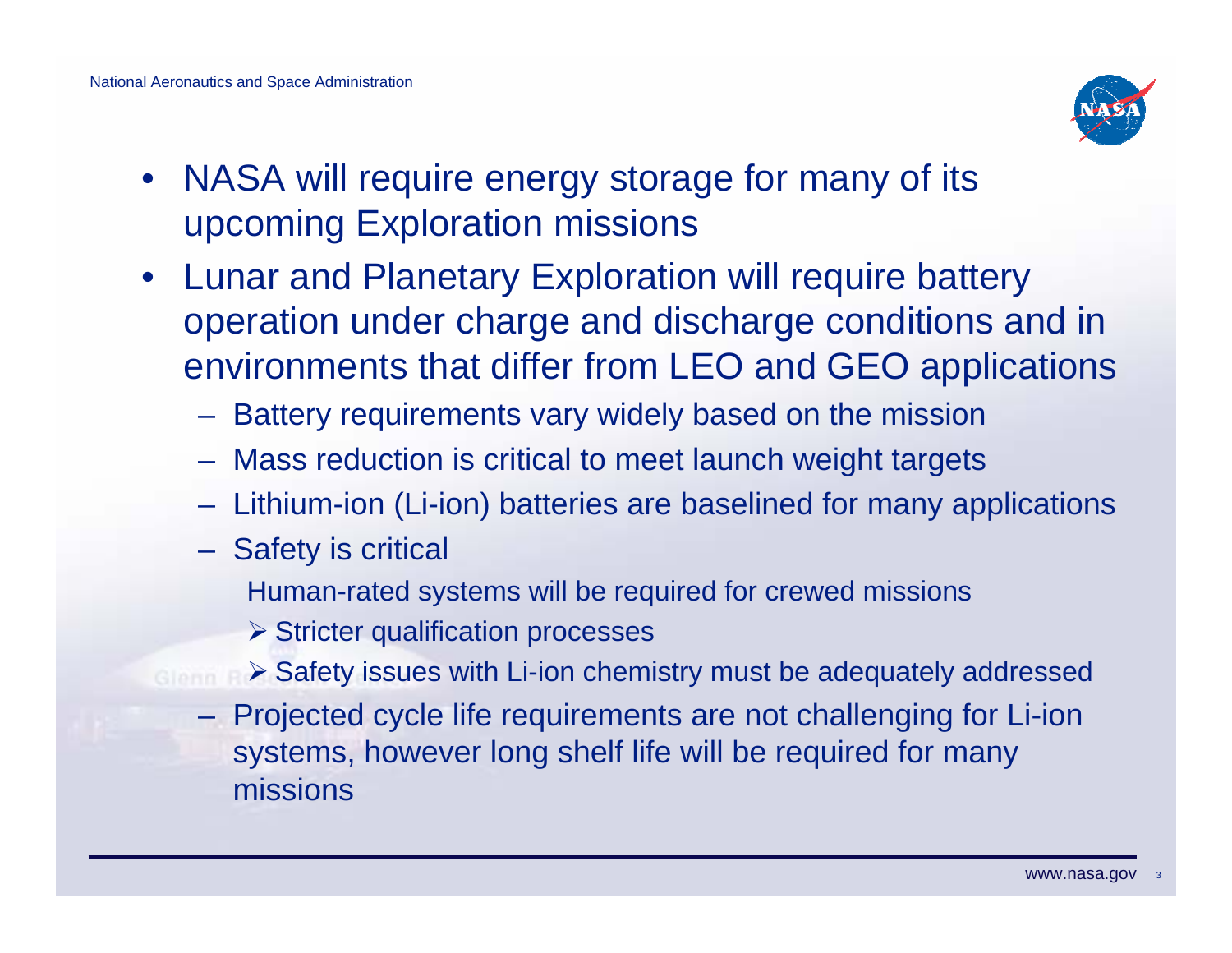- NASA will require energy storage for many of its upcoming Exploration missions
- Lunar and Planetary Exploration will require battery operation under charge and discharge conditions and in environments that differ from LEO and GEO applications
  - Battery requirements vary widely based on the mission
  - Mass reduction is critical to meet launch weight targets
  - Lithium-ion (Li-ion) batteries are baselined for many applications
  - Safety is critical
    - Human-rated systems will be required for crewed missions
      - Stricter qualification processes
      - Safety issues with Li-ion chemistry must be adequately addressed
  - Projected cycle life requirements are not challenging for Li-ion systems, however long shelf life will be required for many missions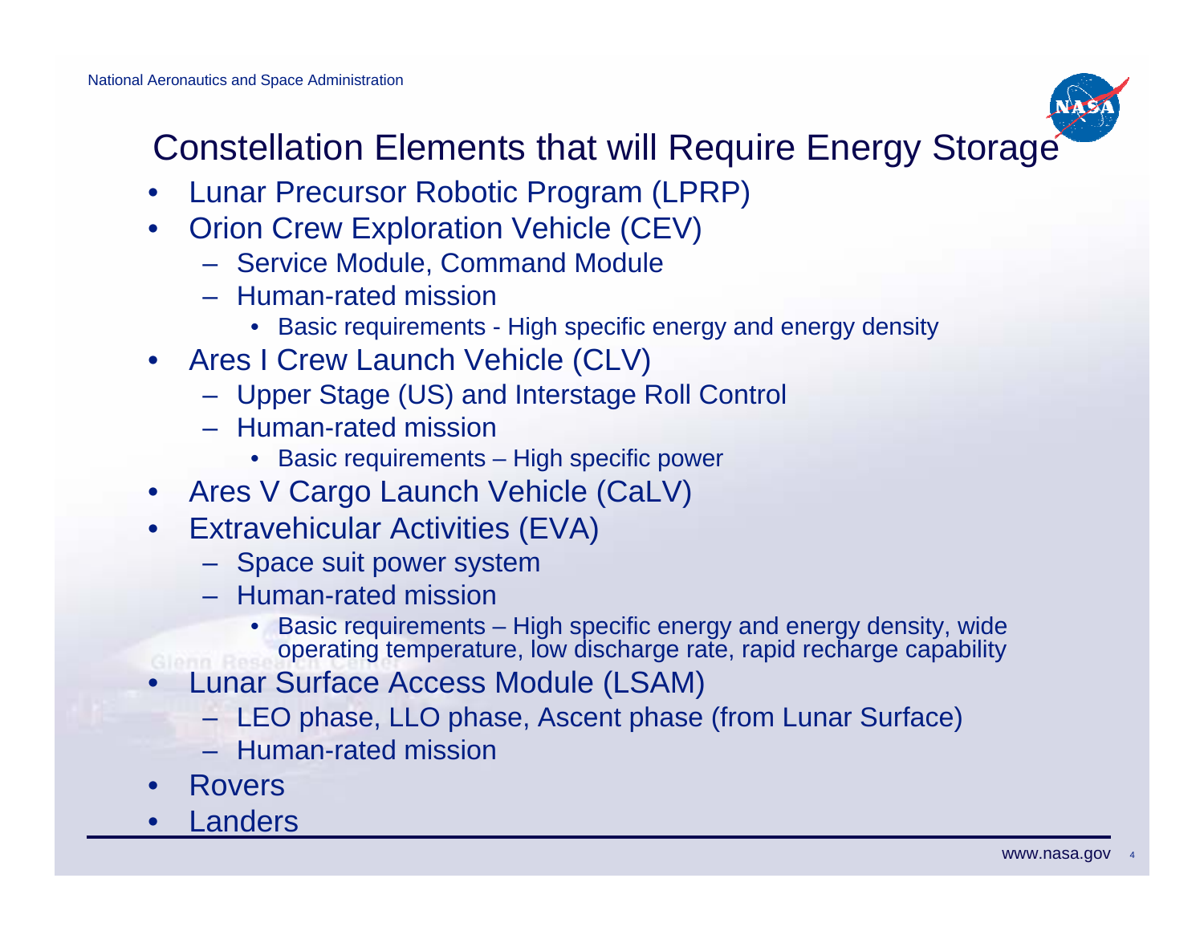# Constellation Elements that will Require Energy Storage

- Lunar Precursor Robotic Program (LPRP)
- Orion Crew Exploration Vehicle (CEV)
  - Service Module, Command Module
  - Human-rated mission
    - Basic requirements - High specific energy and energy density
- Ares I Crew Launch Vehicle (CLV)
  - Upper Stage (US) and Interstage Roll Control
  - Human-rated mission
    - Basic requirements – High specific power
- Ares V Cargo Launch Vehicle (CaLV)
- Extravehicular Activities (EVA)
  - Space suit power system
  - Human-rated mission
    - Basic requirements – High specific energy and energy density, wide operating temperature, low discharge rate, rapid recharge capability
- Lunar Surface Access Module (LSAM)
  - LEO phase, LLO phase, Ascent phase (from Lunar Surface)
  - Human-rated mission
- Rovers
- Landers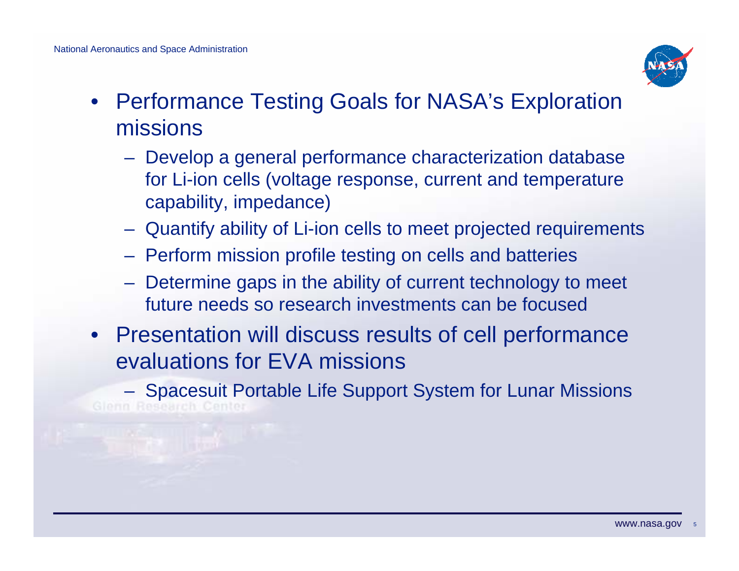- Performance Testing Goals for NASA's Exploration missions
  - Develop a general performance characterization database for Li-ion cells (voltage response, current and temperature capability, impedance)
  - Quantify ability of Li-ion cells to meet projected requirements
  - Perform mission profile testing on cells and batteries
  - Determine gaps in the ability of current technology to meet future needs so research investments can be focused
- Presentation will discuss results of cell performance evaluations for EVA missions
  - Spacesuit Portable Life Support System for Lunar Missions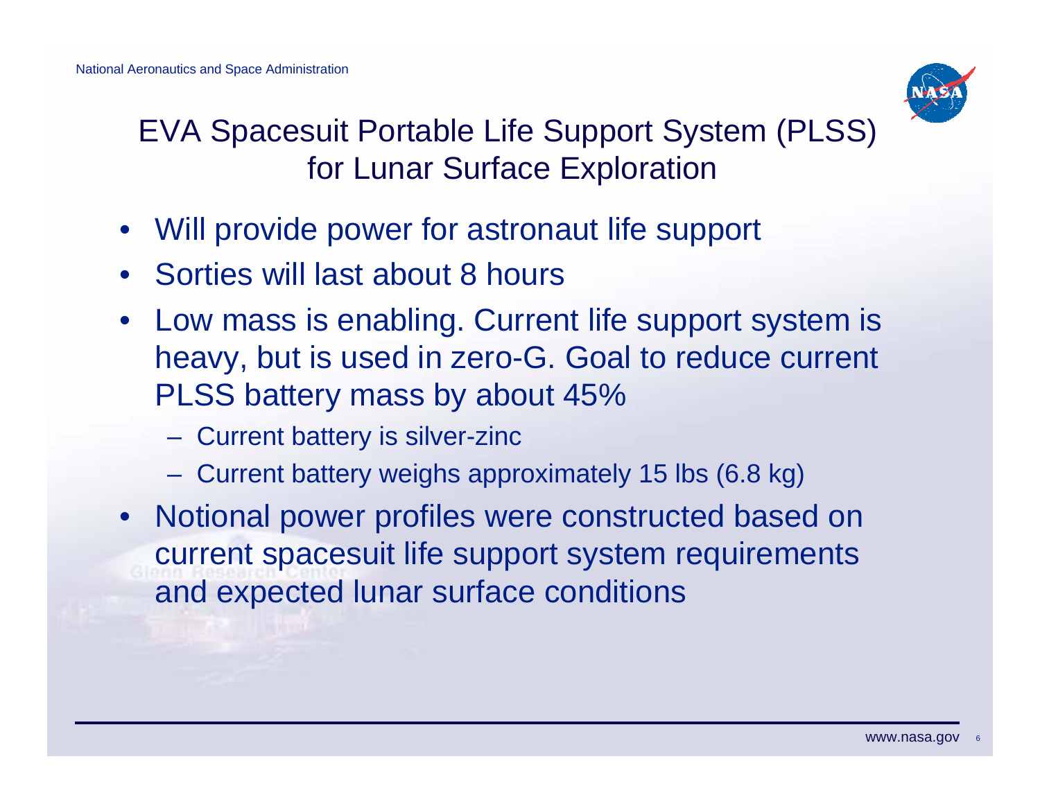# EVA Spacesuit Portable Life Support System (PLSS) for Lunar Surface Exploration

- Will provide power for astronaut life support
- Sorties will last about 8 hours
- Low mass is enabling. Current life support system is heavy, but is used in zero-G. Goal to reduce current PLSS battery mass by about 45%
  - Current battery is silver-zinc
  - Current battery weighs approximately 15 lbs (6.8 kg)
- Notional power profiles were constructed based on current spacesuit life support system requirements and expected lunar surface conditions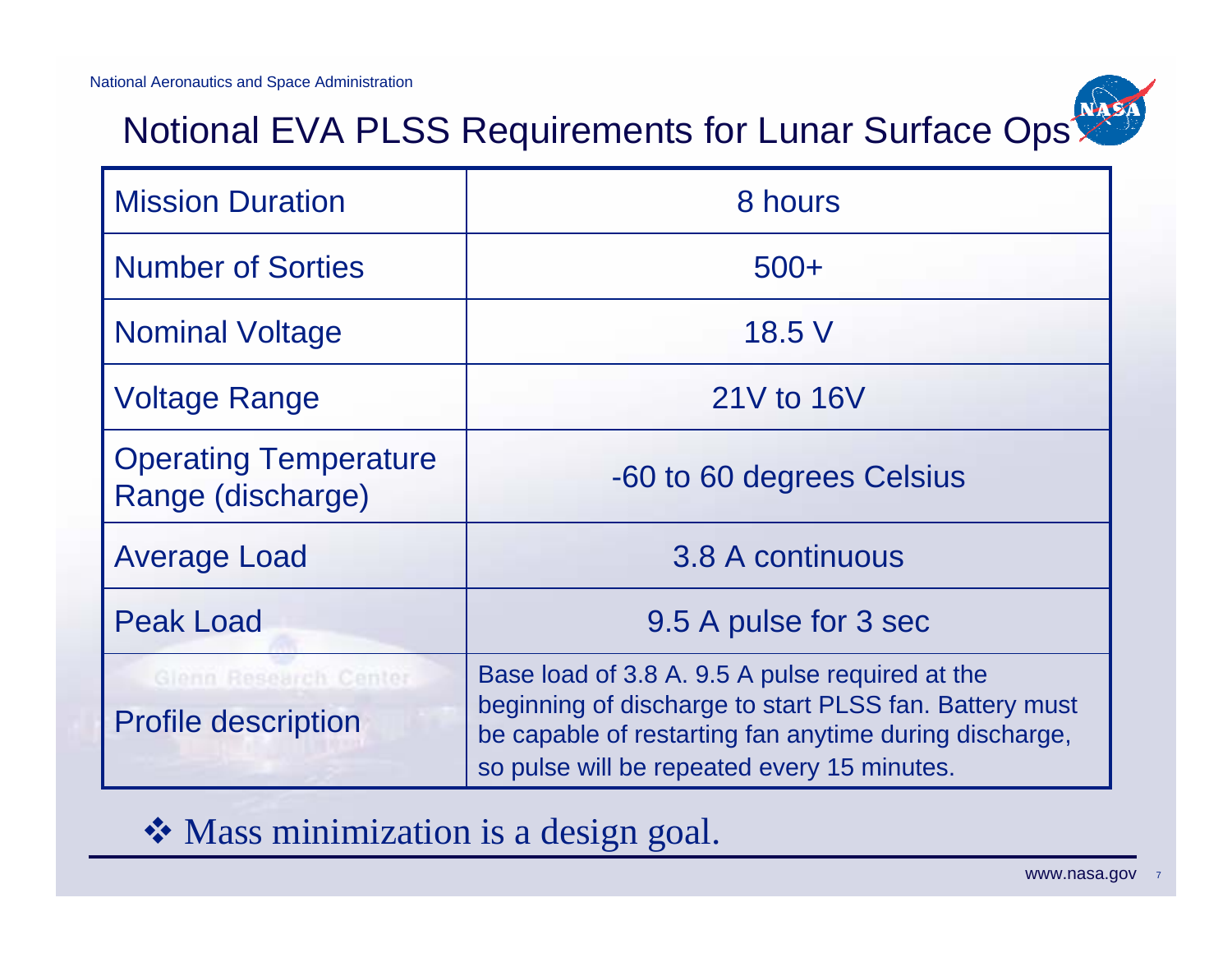# Notional EVA PLSS Requirements for Lunar Surface Ops

| Parameter | Requirement |
|---|---|
| Mission Duration | 8 hours |
| Number of Sorties | 500+ |
| Nominal Voltage | 18.5 V |
| Voltage Range | 21V to 16V |
| Operating Temperature Range (discharge) | -60 to 60 degrees Celsius |
| Average Load | 3.8 A continuous |
| Peak Load | 9.5 A pulse for 3 sec |
| Profile description | Base load of 3.8 A. 9.5 A pulse required at the beginning of discharge to start PLSS fan. Battery must be capable of restarting fan anytime during discharge, so pulse will be repeated every 15 minutes. |

- Mass minimization is a design goal.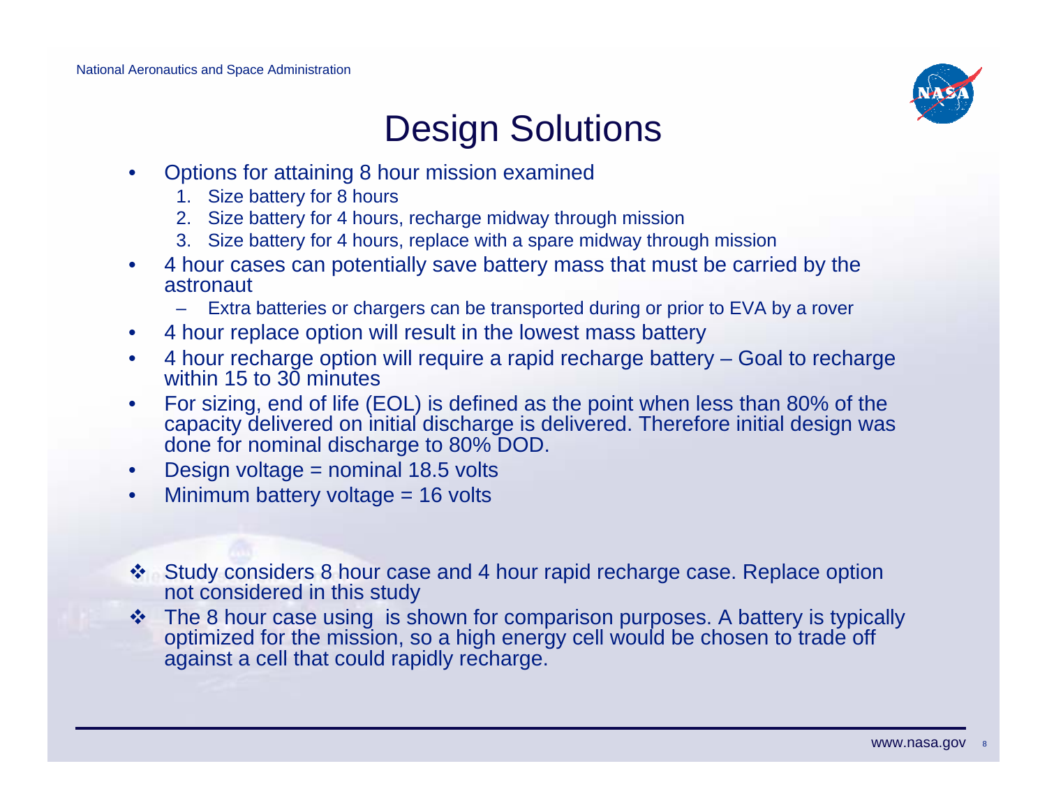# Design Solutions

- Options for attaining 8 hour mission examined
  1. Size battery for 8 hours
  2. Size battery for 4 hours, recharge midway through mission
  3. Size battery for 4 hours, replace with a spare midway through mission
- 4 hour cases can potentially save battery mass that must be carried by the astronaut
  - Extra batteries or chargers can be transported during or prior to EVA by a rover
- 4 hour replace option will result in the lowest mass battery
- 4 hour recharge option will require a rapid recharge battery – Goal to recharge within 15 to 30 minutes
- For sizing, end of life (EOL) is defined as the point when less than 80% of the capacity delivered on initial discharge is delivered. Therefore initial design was done for nominal discharge to 80% DOD.
- Design voltage = nominal 18.5 volts
- Minimum battery voltage = 16 volts

❖ Study considers 8 hour case and 4 hour rapid recharge case. Replace option not considered in this study

❖ The 8 hour case using is shown for comparison purposes. A battery is typically optimized for the mission, so a high energy cell would be chosen to trade off against a cell that could rapidly recharge.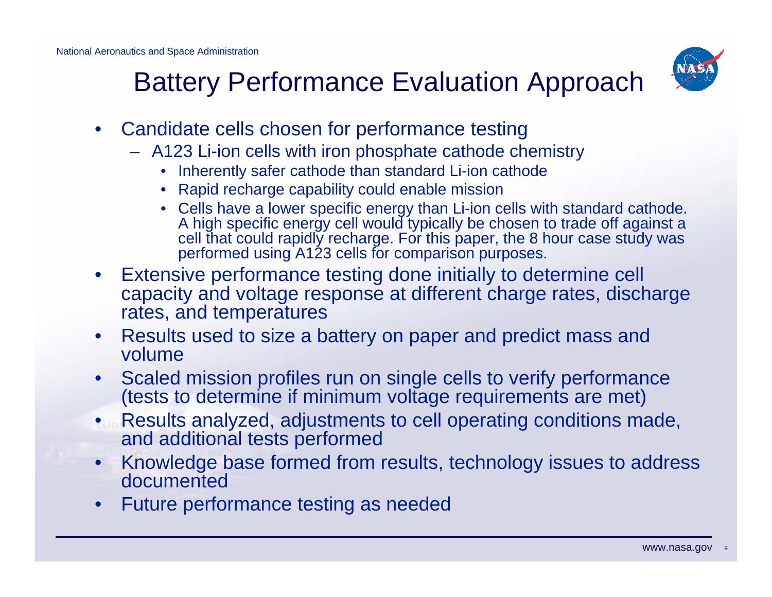# Battery Performance Evaluation Approach

- Candidate cells chosen for performance testing
  - A123 Li-ion cells with iron phosphate cathode chemistry
    - Inherently safer cathode than standard Li-ion cathode
    - Rapid recharge capability could enable mission
    - Cells have a lower specific energy than Li-ion cells with standard cathode. A high specific energy cell would typically be chosen to trade off against a cell that could rapidly recharge. For this paper, the 8 hour case study was performed using A123 cells for comparison purposes.
- Extensive performance testing done initially to determine cell capacity and voltage response at different charge rates, discharge rates, and temperatures
- Results used to size a battery on paper and predict mass and volume
- Scaled mission profiles run on single cells to verify performance (tests to determine if minimum voltage requirements are met)
- Results analyzed, adjustments to cell operating conditions made, and additional tests performed
- Knowledge base formed from results, technology issues to address documented
- Future performance testing as needed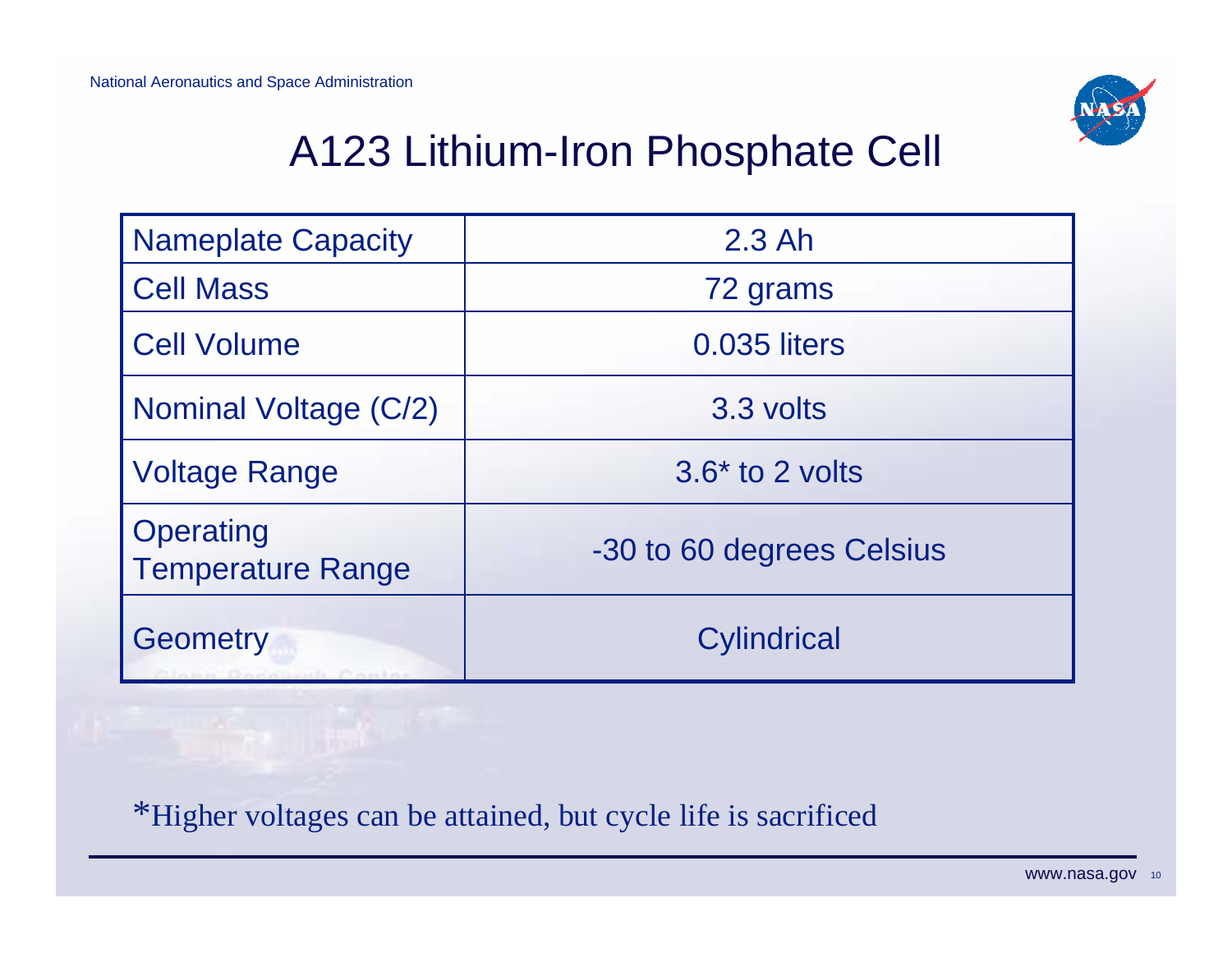# A123 Lithium-Iron Phosphate Cell

| | |
|---|---|
| Nameplate Capacity | 2.3 Ah |
| Cell Mass | 72 grams |
| Cell Volume | 0.035 liters |
| Nominal Voltage (C/2) | 3.3 volts |
| Voltage Range | 3.6* to 2 volts |
| Operating Temperature Range | -30 to 60 degrees Celsius |
| Geometry | Cylindrical |

*Higher voltages can be attained, but cycle life is sacrificed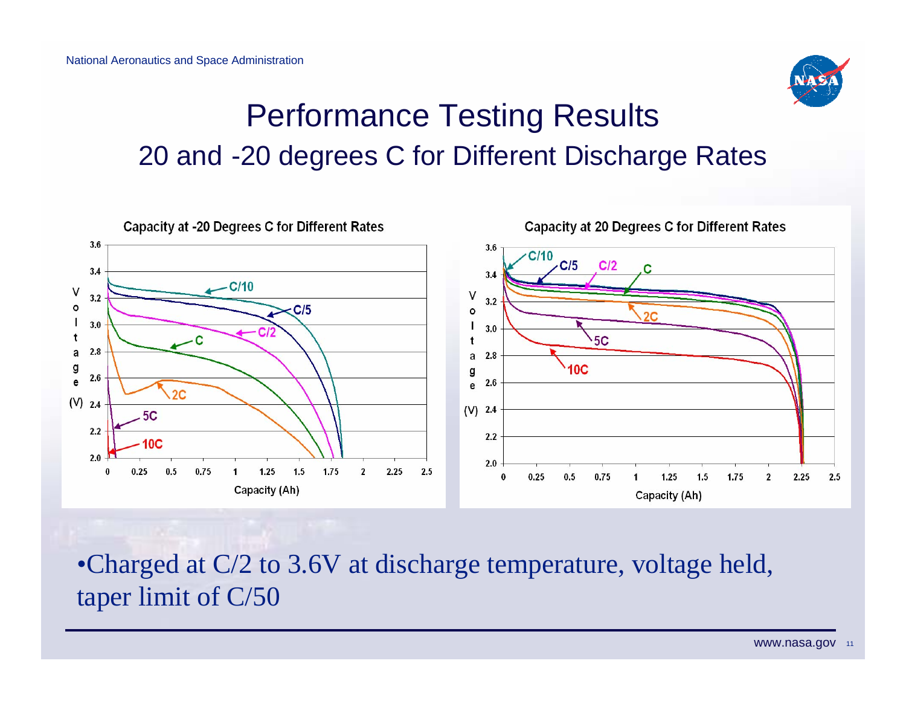# Performance Testing Results

## 20 and -20 degrees C for Different Discharge Rates

**Capacity at -20 Degrees C for Different Rates**

**Capacity at 20 Degrees C for Different Rates**

- Charged at C/2 to 3.6V at discharge temperature, voltage held, taper limit of C/50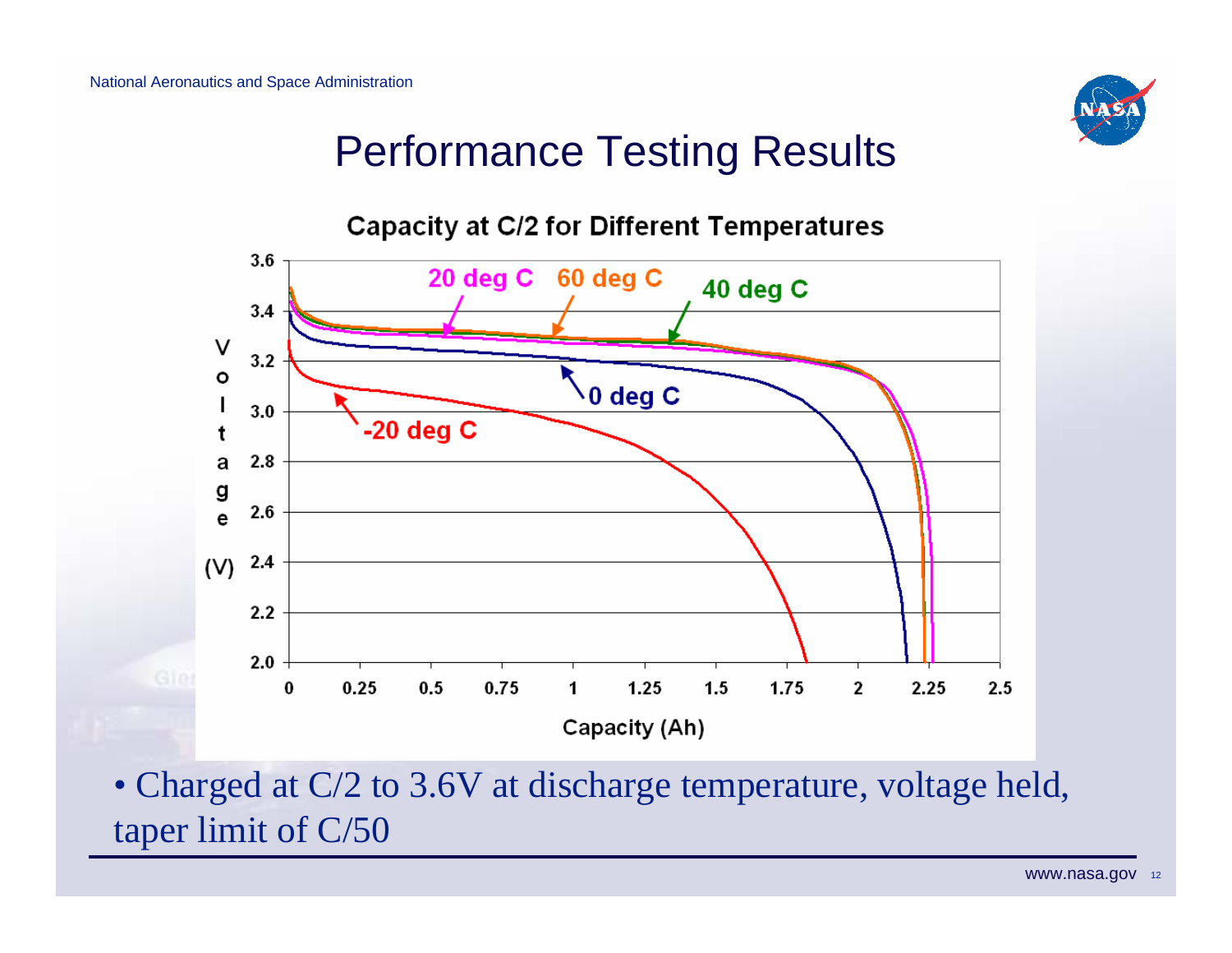# Performance Testing Results

**Capacity at C/2 for Different Temperatures**

- Charged at C/2 to 3.6V at discharge temperature, voltage held, taper limit of C/50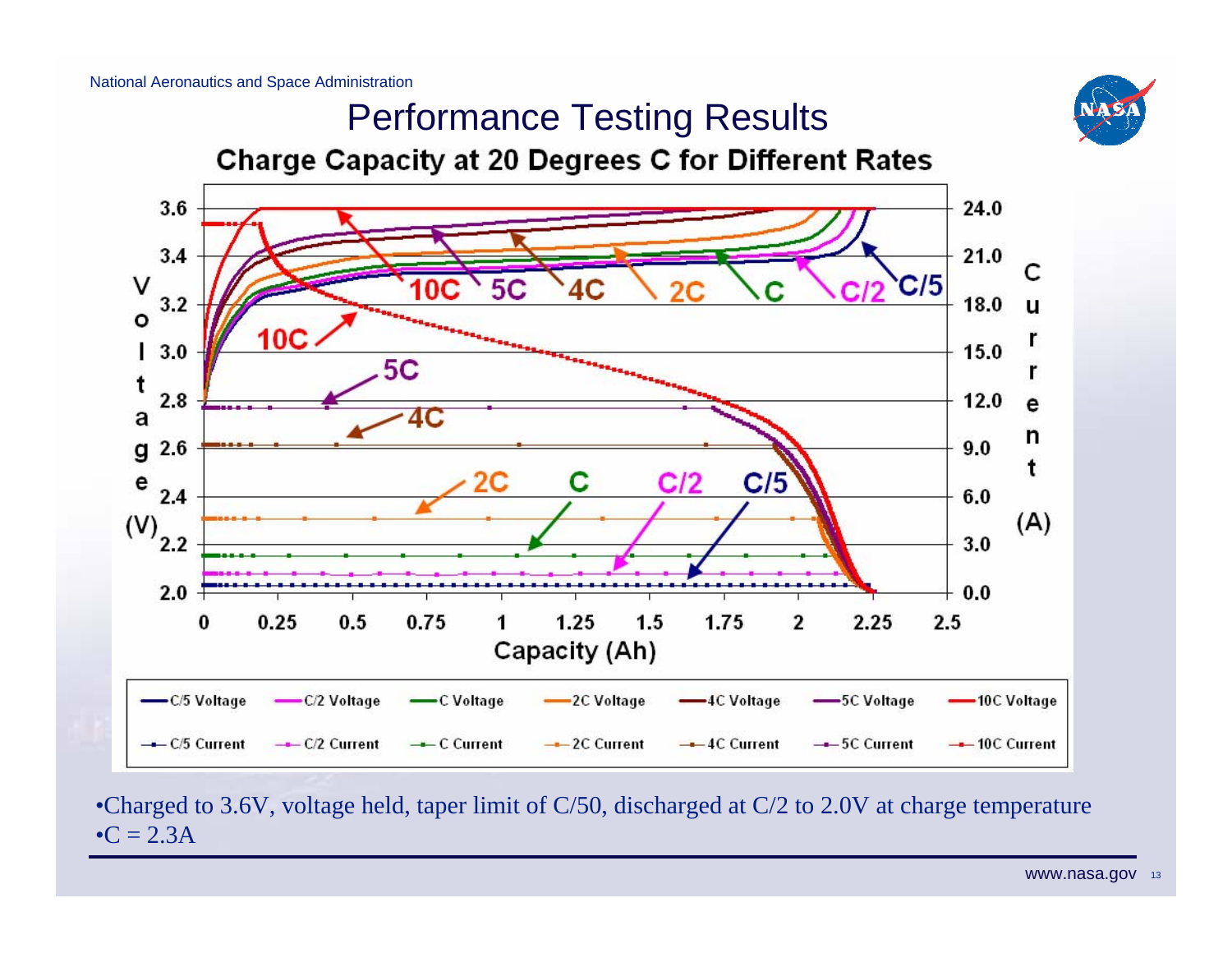# Performance Testing Results

## Charge Capacity at 20 Degrees C for Different Rates

- Charged to 3.6V, voltage held, taper limit of C/50, discharged at C/2 to 2.0V at charge temperature
- C = 2.3A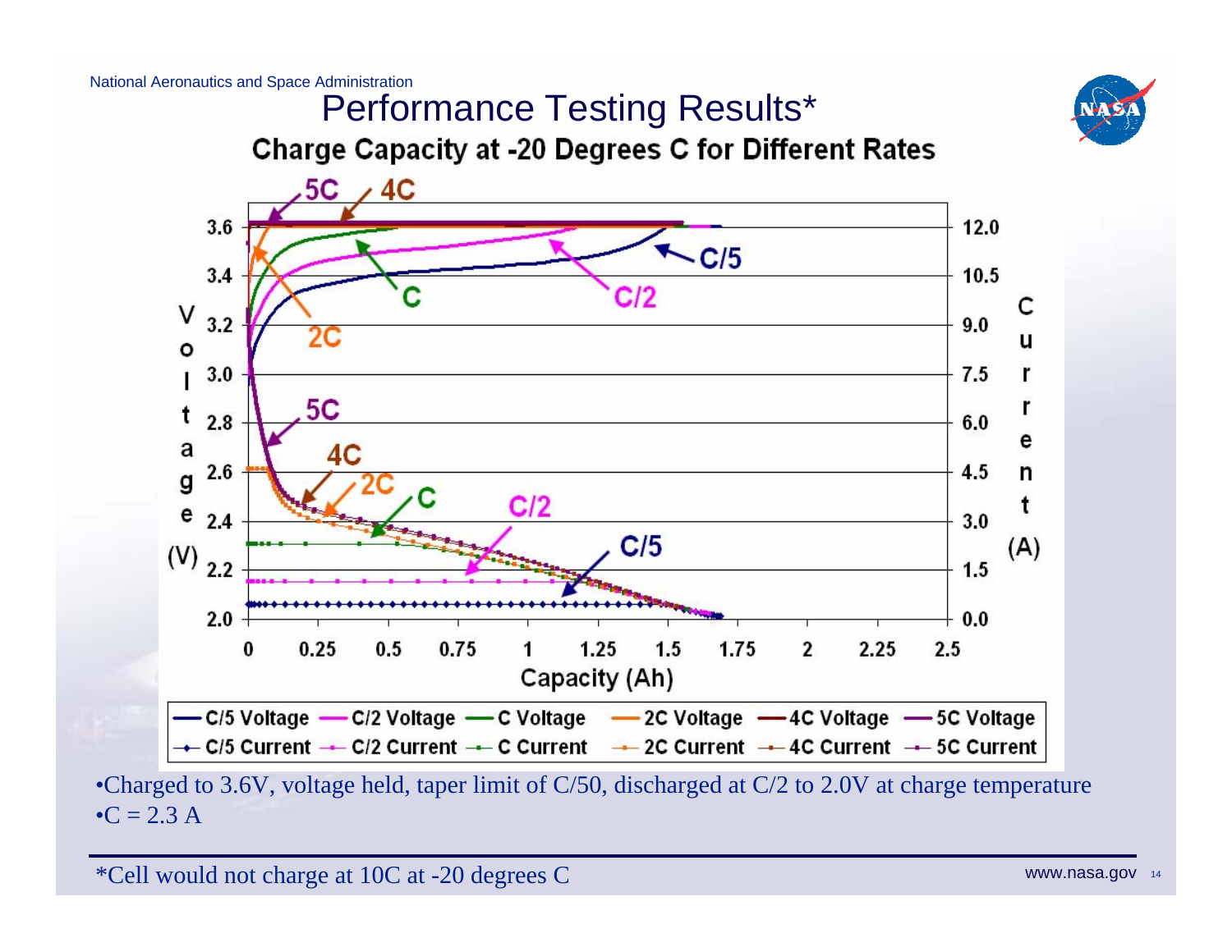# Performance Testing Results*

## Charge Capacity at -20 Degrees C for Different Rates

- Charged to 3.6V, voltage held, taper limit of C/50, discharged at C/2 to 2.0V at charge temperature
- C = 2.3 A

*Cell would not charge at 10C at -20 degrees C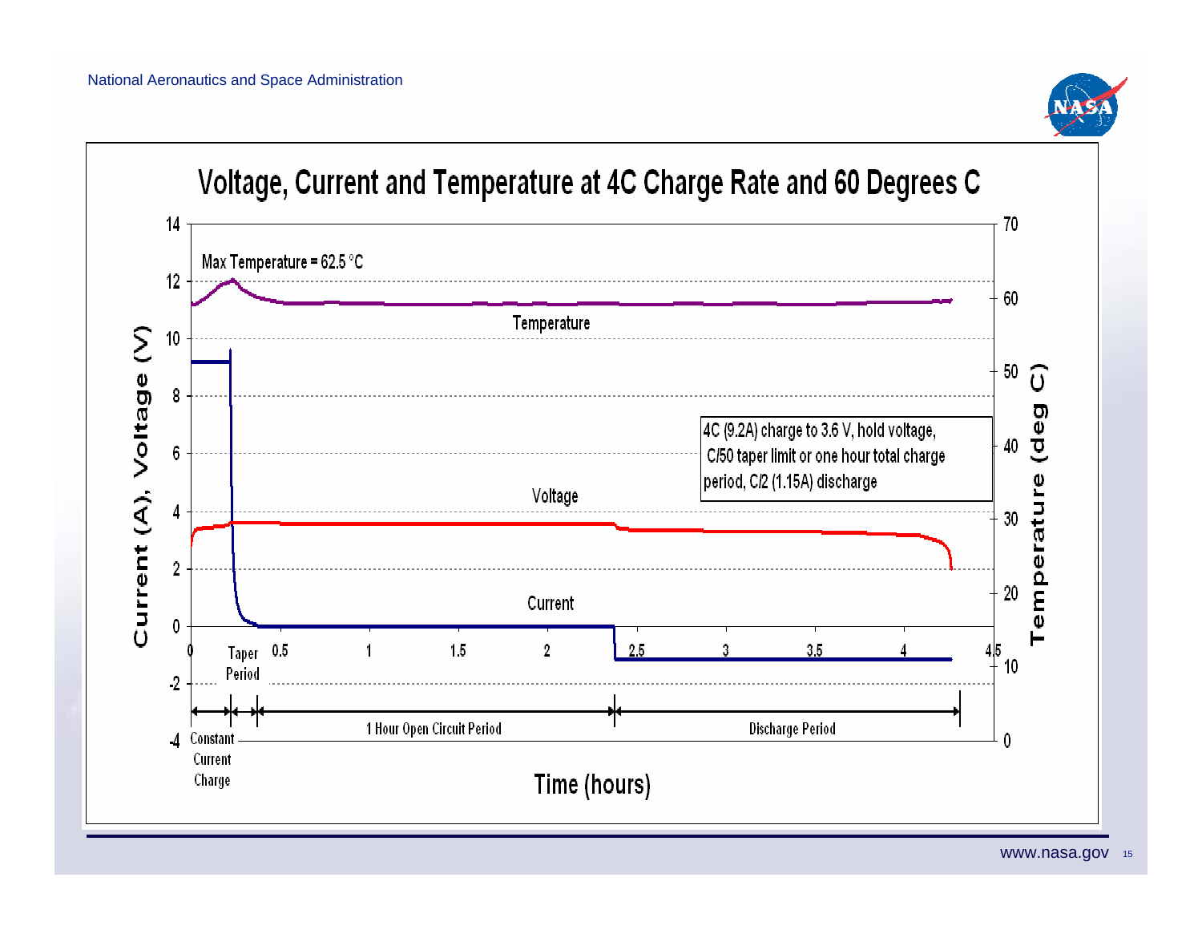# Voltage, Current and Temperature at 4C Charge Rate and 60 Degrees C

Max Temperature = 62.5 °C

Temperature

4C (9.2A) charge to 3.6 V, hold voltage, C/50 taper limit or one hour total charge period, C/2 (1.15A) discharge

Voltage

Current

Constant Current Charge | Taper Period | 1 Hour Open Circuit Period | Discharge Period

Current (A), Voltage (V)

Temperature (deg C)

Time (hours)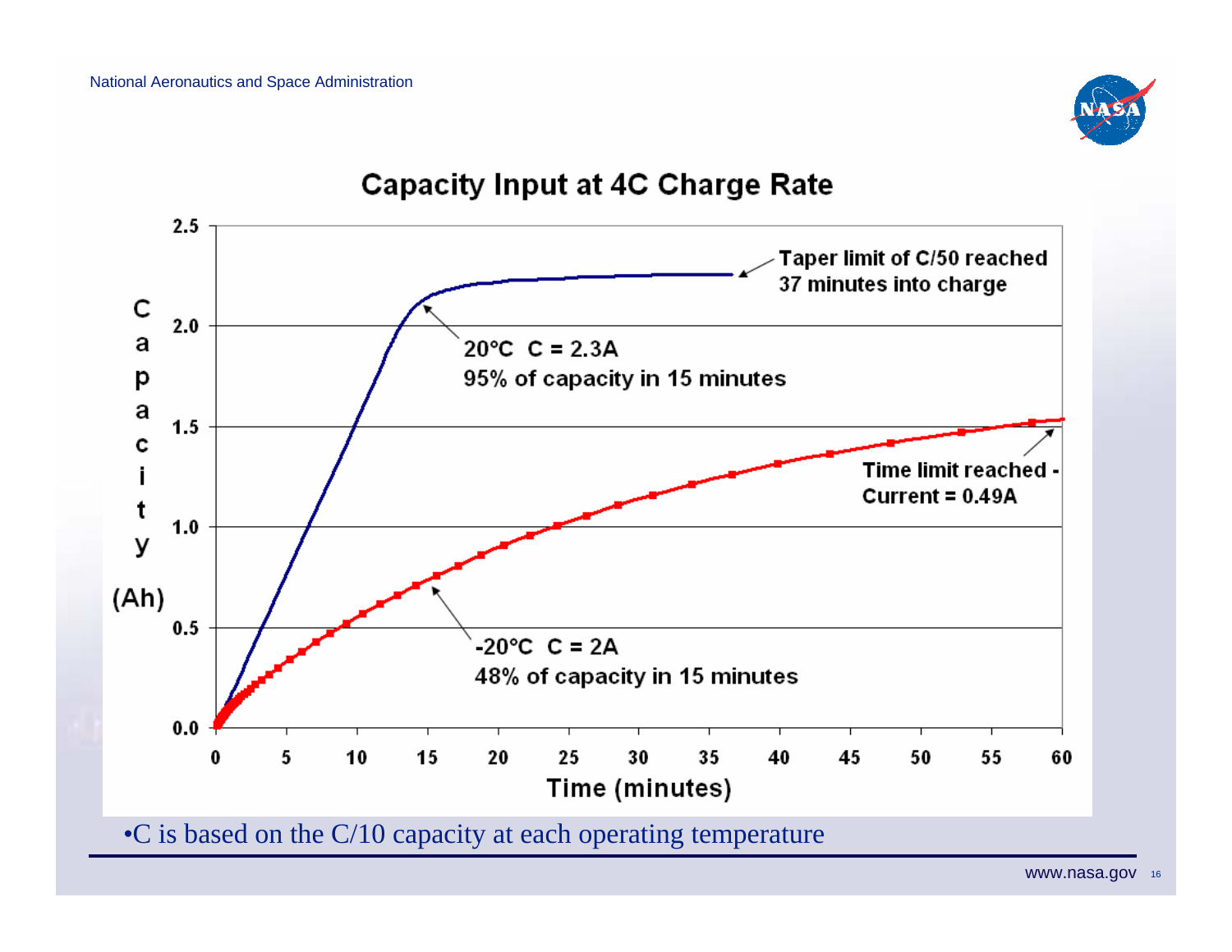## Capacity Input at 4C Charge Rate

| Condition | C | Result at 15 minutes | End condition |
|---|---|---|---|
| 20°C | C = 2.3A | 95% of capacity in 15 minutes | Taper limit of C/50 reached 37 minutes into charge |
| -20°C | C = 2A | 48% of capacity in 15 minutes | Time limit reached - Current = 0.49A |

Axes: Capacity (Ah), 0.0–2.5; Time (minutes), 0–60

- C is based on the C/10 capacity at each operating temperature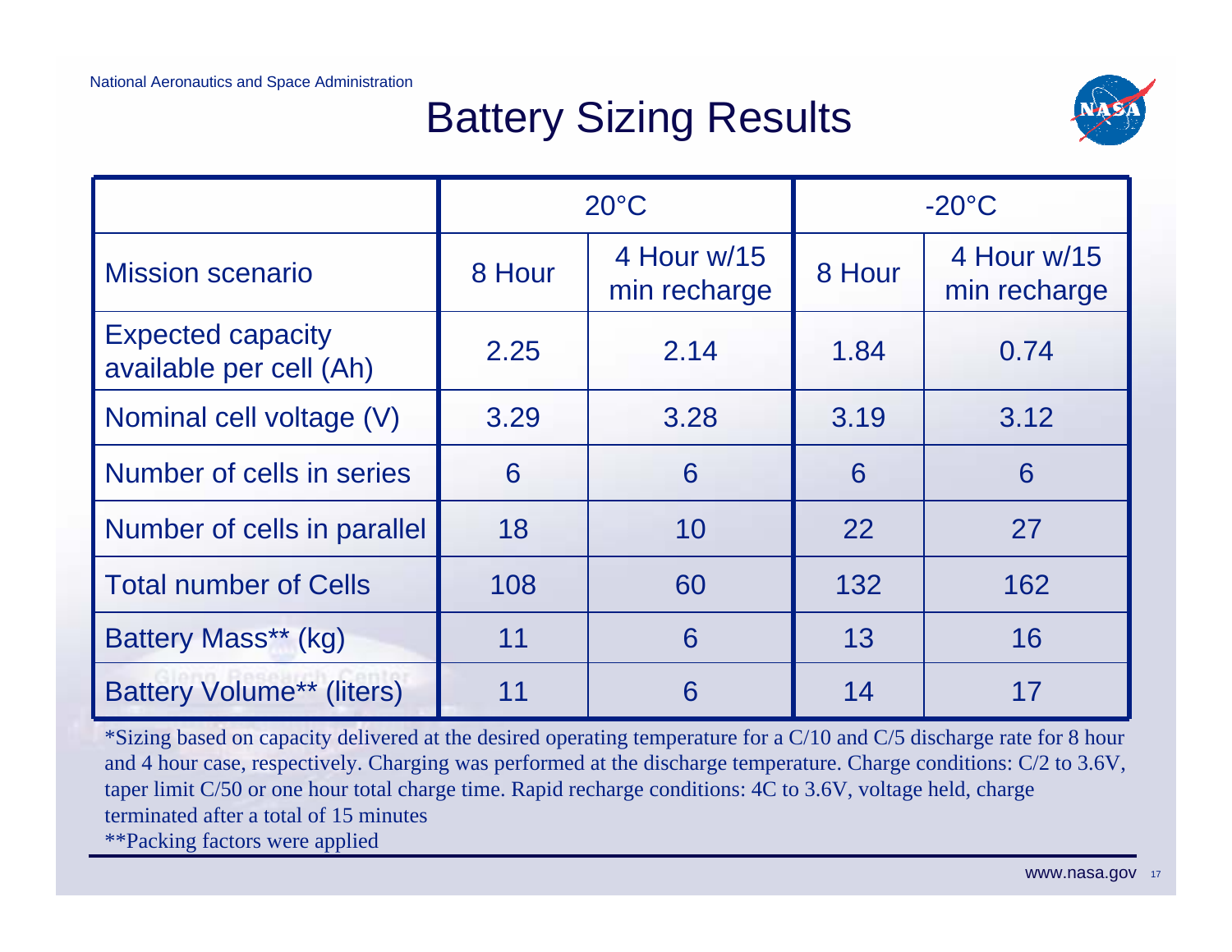# Battery Sizing Results

| | 20°C | | -20°C | |
|---|---|---|---|---|
| Mission scenario | 8 Hour | 4 Hour w/15 min recharge | 8 Hour | 4 Hour w/15 min recharge |
| Expected capacity available per cell (Ah) | 2.25 | 2.14 | 1.84 | 0.74 |
| Nominal cell voltage (V) | 3.29 | 3.28 | 3.19 | 3.12 |
| Number of cells in series | 6 | 6 | 6 | 6 |
| Number of cells in parallel | 18 | 10 | 22 | 27 |
| Total number of Cells | 108 | 60 | 132 | 162 |
| Battery Mass** (kg) | 11 | 6 | 13 | 16 |
| Battery Volume** (liters) | 11 | 6 | 14 | 17 |

*Sizing based on capacity delivered at the desired operating temperature for a C/10 and C/5 discharge rate for 8 hour and 4 hour case, respectively. Charging was performed at the discharge temperature. Charge conditions: C/2 to 3.6V, taper limit C/50 or one hour total charge time. Rapid recharge conditions: 4C to 3.6V, voltage held, charge terminated after a total of 15 minutes

**Packing factors were applied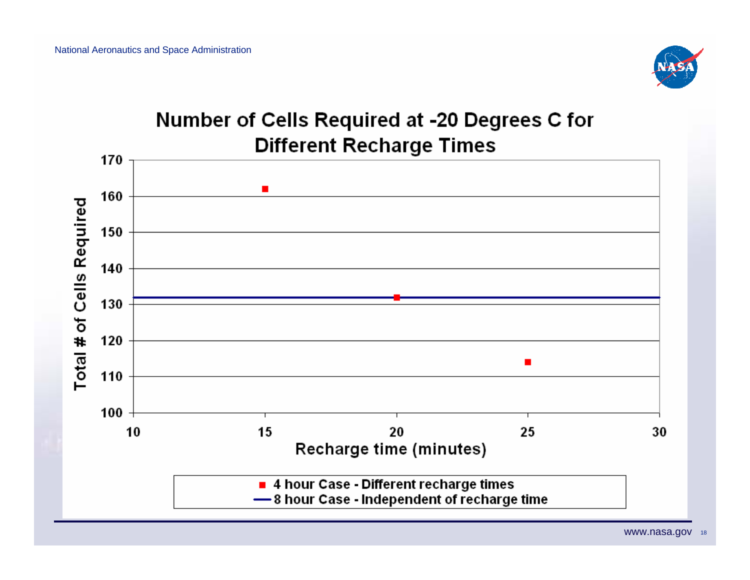# Number of Cells Required at -20 Degrees C for Different Recharge Times

Total # of Cells Required

Recharge time (minutes)

- 4 hour Case - Different recharge times
- 8 hour Case - Independent of recharge time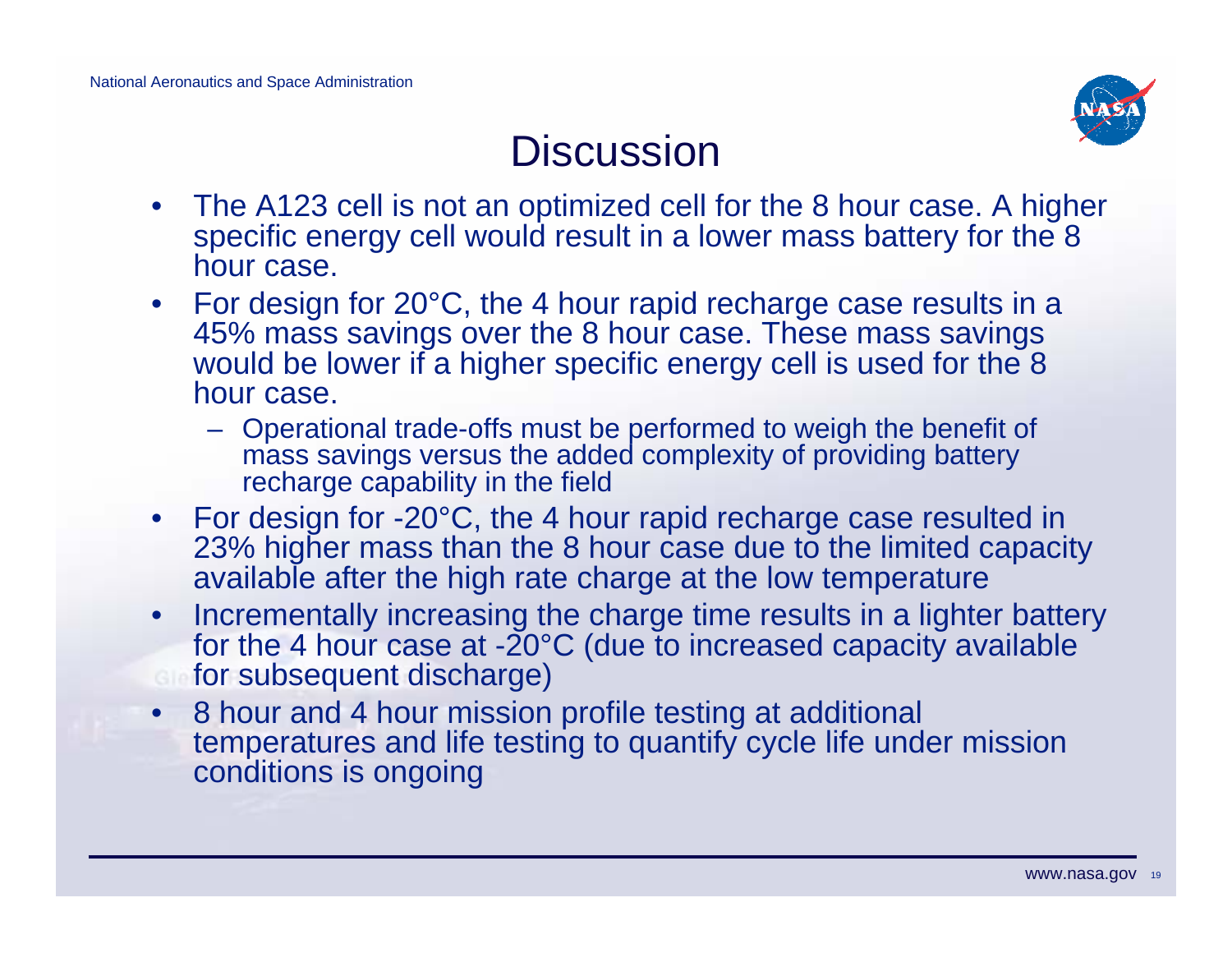# Discussion

- The A123 cell is not an optimized cell for the 8 hour case. A higher specific energy cell would result in a lower mass battery for the 8 hour case.
- For design for 20°C, the 4 hour rapid recharge case results in a 45% mass savings over the 8 hour case. These mass savings would be lower if a higher specific energy cell is used for the 8 hour case.
  - Operational trade-offs must be performed to weigh the benefit of mass savings versus the added complexity of providing battery recharge capability in the field
- For design for -20°C, the 4 hour rapid recharge case resulted in 23% higher mass than the 8 hour case due to the limited capacity available after the high rate charge at the low temperature
- Incrementally increasing the charge time results in a lighter battery for the 4 hour case at -20°C (due to increased capacity available for subsequent discharge)
- 8 hour and 4 hour mission profile testing at additional temperatures and life testing to quantify cycle life under mission conditions is ongoing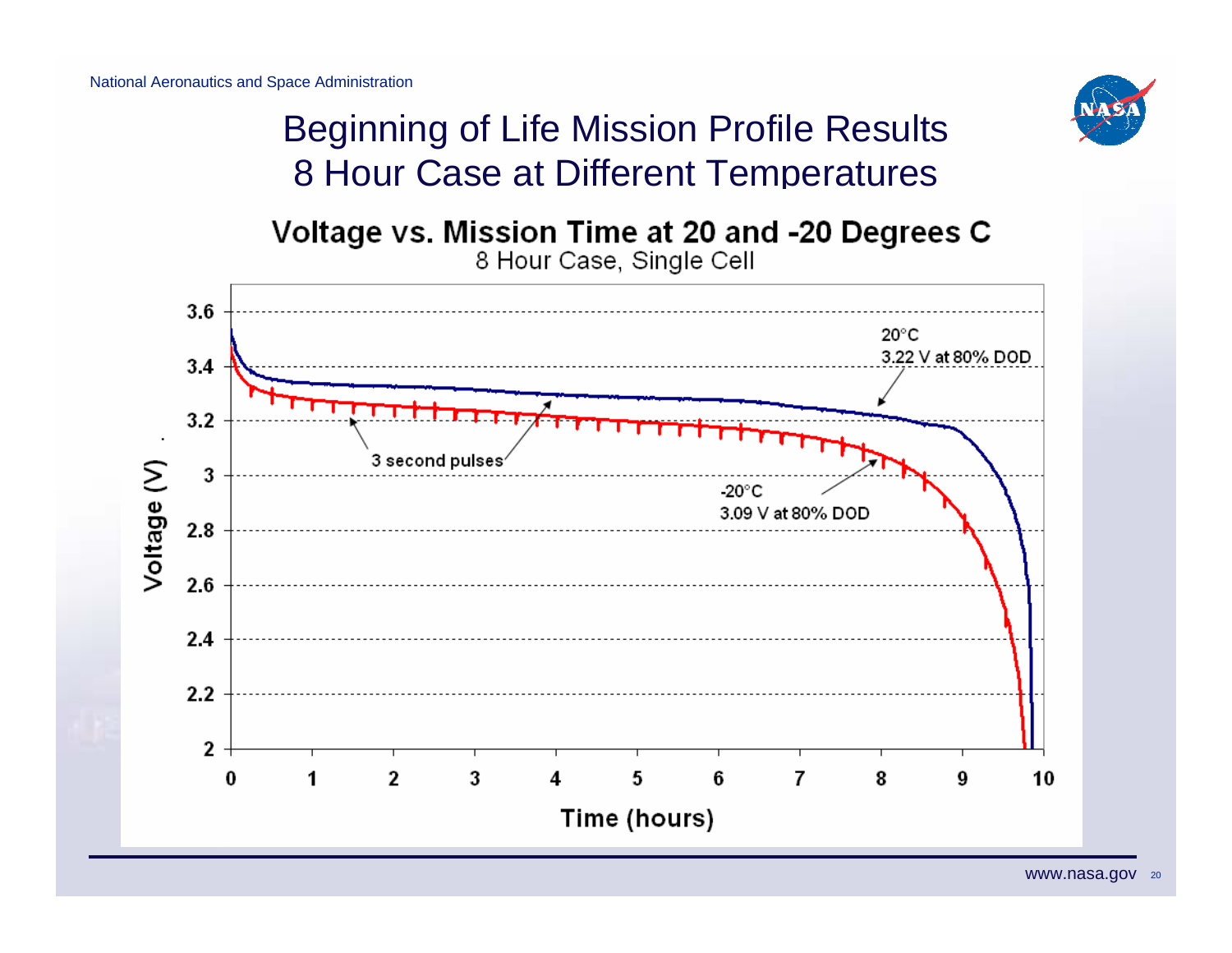# Beginning of Life Mission Profile Results 8 Hour Case at Different Temperatures

**Voltage vs. Mission Time at 20 and -20 Degrees C**

8 Hour Case, Single Cell

- 20°C: 3.22 V at 80% DOD
- -20°C: 3.09 V at 80% DOD
- 3 second pulses

Voltage (V) vs. Time (hours)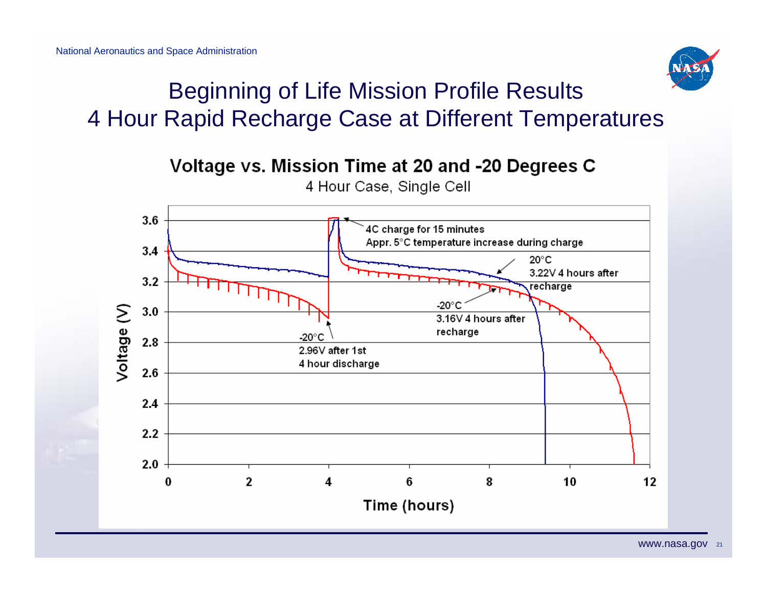# Beginning of Life Mission Profile Results
## 4 Hour Rapid Recharge Case at Different Temperatures

**Voltage vs. Mission Time at 20 and -20 Degrees C**

4 Hour Case, Single Cell

- 4C charge for 15 minutes. Appr. 5°C temperature increase during charge
- 20°C: 3.22V 4 hours after recharge
- -20°C: 3.16V 4 hours after recharge
- -20°C: 2.96V after 1st 4 hour discharge

Voltage (V) vs. Time (hours)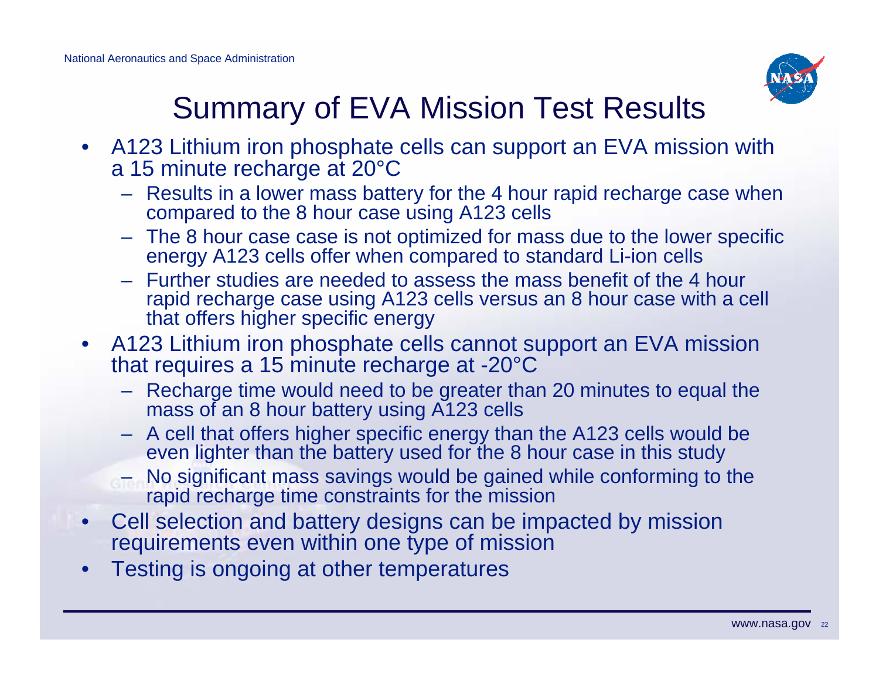# Summary of EVA Mission Test Results

- A123 Lithium iron phosphate cells can support an EVA mission with a 15 minute recharge at 20°C
  - Results in a lower mass battery for the 4 hour rapid recharge case when compared to the 8 hour case using A123 cells
  - The 8 hour case case is not optimized for mass due to the lower specific energy A123 cells offer when compared to standard Li-ion cells
  - Further studies are needed to assess the mass benefit of the 4 hour rapid recharge case using A123 cells versus an 8 hour case with a cell that offers higher specific energy
- A123 Lithium iron phosphate cells cannot support an EVA mission that requires a 15 minute recharge at -20°C
  - Recharge time would need to be greater than 20 minutes to equal the mass of an 8 hour battery using A123 cells
  - A cell that offers higher specific energy than the A123 cells would be even lighter than the battery used for the 8 hour case in this study
  - No significant mass savings would be gained while conforming to the rapid recharge time constraints for the mission
- Cell selection and battery designs can be impacted by mission requirements even within one type of mission
- Testing is ongoing at other temperatures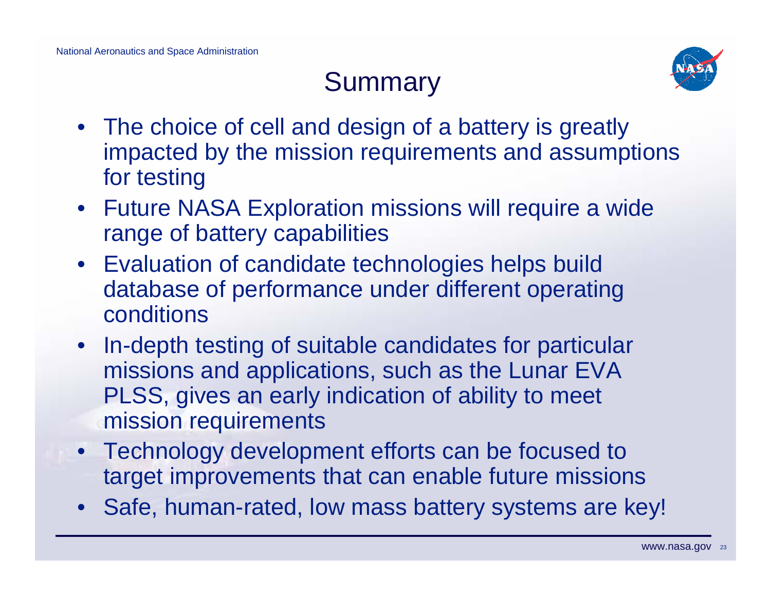# Summary

- The choice of cell and design of a battery is greatly impacted by the mission requirements and assumptions for testing
- Future NASA Exploration missions will require a wide range of battery capabilities
- Evaluation of candidate technologies helps build database of performance under different operating conditions
- In-depth testing of suitable candidates for particular missions and applications, such as the Lunar EVA PLSS, gives an early indication of ability to meet mission requirements
- Technology development efforts can be focused to target improvements that can enable future missions
- Safe, human-rated, low mass battery systems are key!